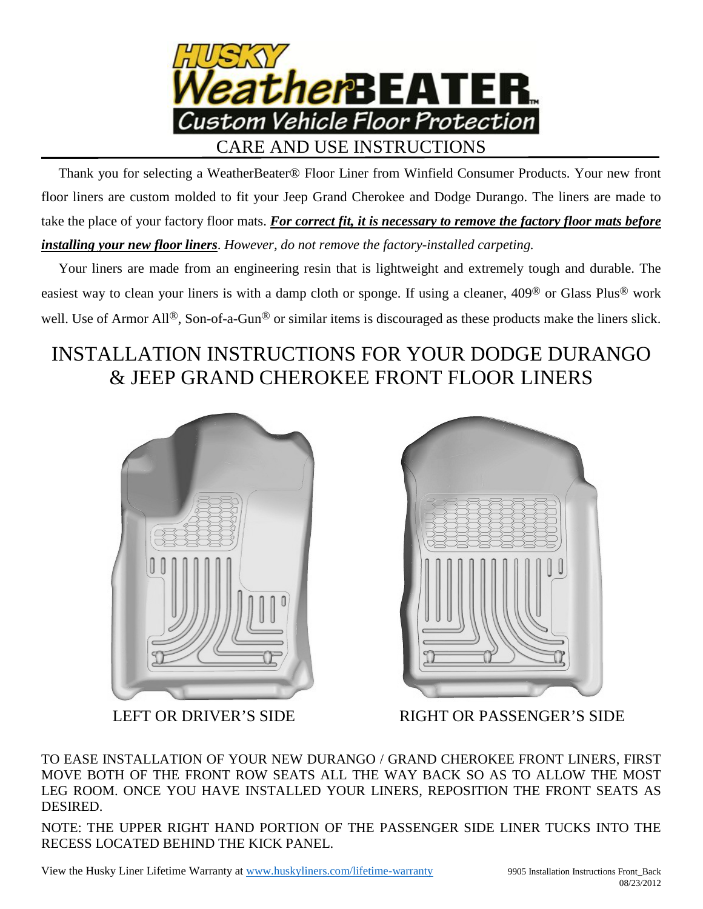# HUSKY WeatherBEATER™

Custom Vehicle Floor Protection

## CARE AND USE INSTRUCTIONS

Thank you for selecting a WeatherBeater® Floor Liner from Winfield Consumer Products. Your new front floor liners are custom molded to fit your Jeep Grand Cherokee and Dodge Durango. The liners are made to take the place of your factory floor mats. ***For correct fit, it is necessary to remove the factory floor mats before installing your new floor liners***. *However, do not remove the factory-installed carpeting.*

Your liners are made from an engineering resin that is lightweight and extremely tough and durable. The easiest way to clean your liners is with a damp cloth or sponge. If using a cleaner, 409® or Glass Plus® work well. Use of Armor All®, Son-of-a-Gun® or similar items is discouraged as these products make the liners slick.

## INSTALLATION INSTRUCTIONS FOR YOUR DODGE DURANGO & JEEP GRAND CHEROKEE FRONT FLOOR LINERS

LEFT OR DRIVER'S SIDE

RIGHT OR PASSENGER'S SIDE

TO EASE INSTALLATION OF YOUR NEW DURANGO / GRAND CHEROKEE FRONT LINERS, FIRST MOVE BOTH OF THE FRONT ROW SEATS ALL THE WAY BACK SO AS TO ALLOW THE MOST LEG ROOM. ONCE YOU HAVE INSTALLED YOUR LINERS, REPOSITION THE FRONT SEATS AS DESIRED.

NOTE: THE UPPER RIGHT HAND PORTION OF THE PASSENGER SIDE LINER TUCKS INTO THE RECESS LOCATED BEHIND THE KICK PANEL.

View the Husky Liner Lifetime Warranty at www.huskyliners.com/lifetime-warranty

9905 Installation Instructions Front_Back
08/23/2012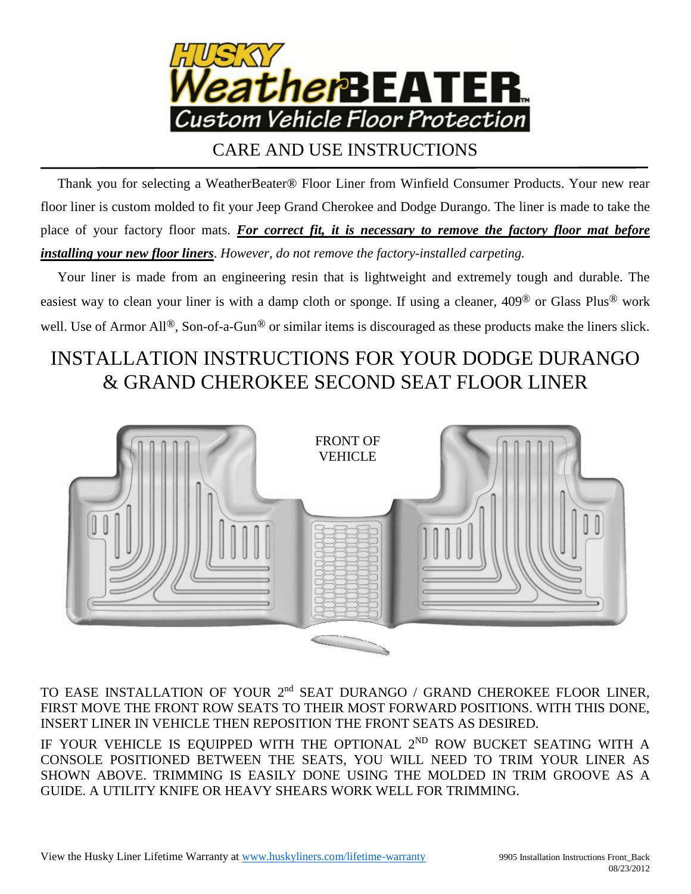# Husky WeatherBEATER™

Custom Vehicle Floor Protection

## CARE AND USE INSTRUCTIONS

Thank you for selecting a WeatherBeater® Floor Liner from Winfield Consumer Products. Your new rear floor liner is custom molded to fit your Jeep Grand Cherokee and Dodge Durango. The liner is made to take the place of your factory floor mats. ***For correct fit, it is necessary to remove the factory floor mat before installing your new floor liners****. However, do not remove the factory-installed carpeting.*

Your liner is made from an engineering resin that is lightweight and extremely tough and durable. The easiest way to clean your liner is with a damp cloth or sponge. If using a cleaner, 409® or Glass Plus® work well. Use of Armor All®, Son-of-a-Gun® or similar items is discouraged as these products make the liners slick.

## INSTALLATION INSTRUCTIONS FOR YOUR DODGE DURANGO & GRAND CHEROKEE SECOND SEAT FLOOR LINER

FRONT OF VEHICLE

TO EASE INSTALLATION OF YOUR 2nd SEAT DURANGO / GRAND CHEROKEE FLOOR LINER, FIRST MOVE THE FRONT ROW SEATS TO THEIR MOST FORWARD POSITIONS. WITH THIS DONE, INSERT LINER IN VEHICLE THEN REPOSITION THE FRONT SEATS AS DESIRED.

IF YOUR VEHICLE IS EQUIPPED WITH THE OPTIONAL 2ND ROW BUCKET SEATING WITH A CONSOLE POSITIONED BETWEEN THE SEATS, YOU WILL NEED TO TRIM YOUR LINER AS SHOWN ABOVE. TRIMMING IS EASILY DONE USING THE MOLDED IN TRIM GROOVE AS A GUIDE. A UTILITY KNIFE OR HEAVY SHEARS WORK WELL FOR TRIMMING.

View the Husky Liner Lifetime Warranty at [www.huskyliners.com/lifetime-warranty](http://www.huskyliners.com/lifetime-warranty)

9905 Installation Instructions Front_Back
08/23/2012